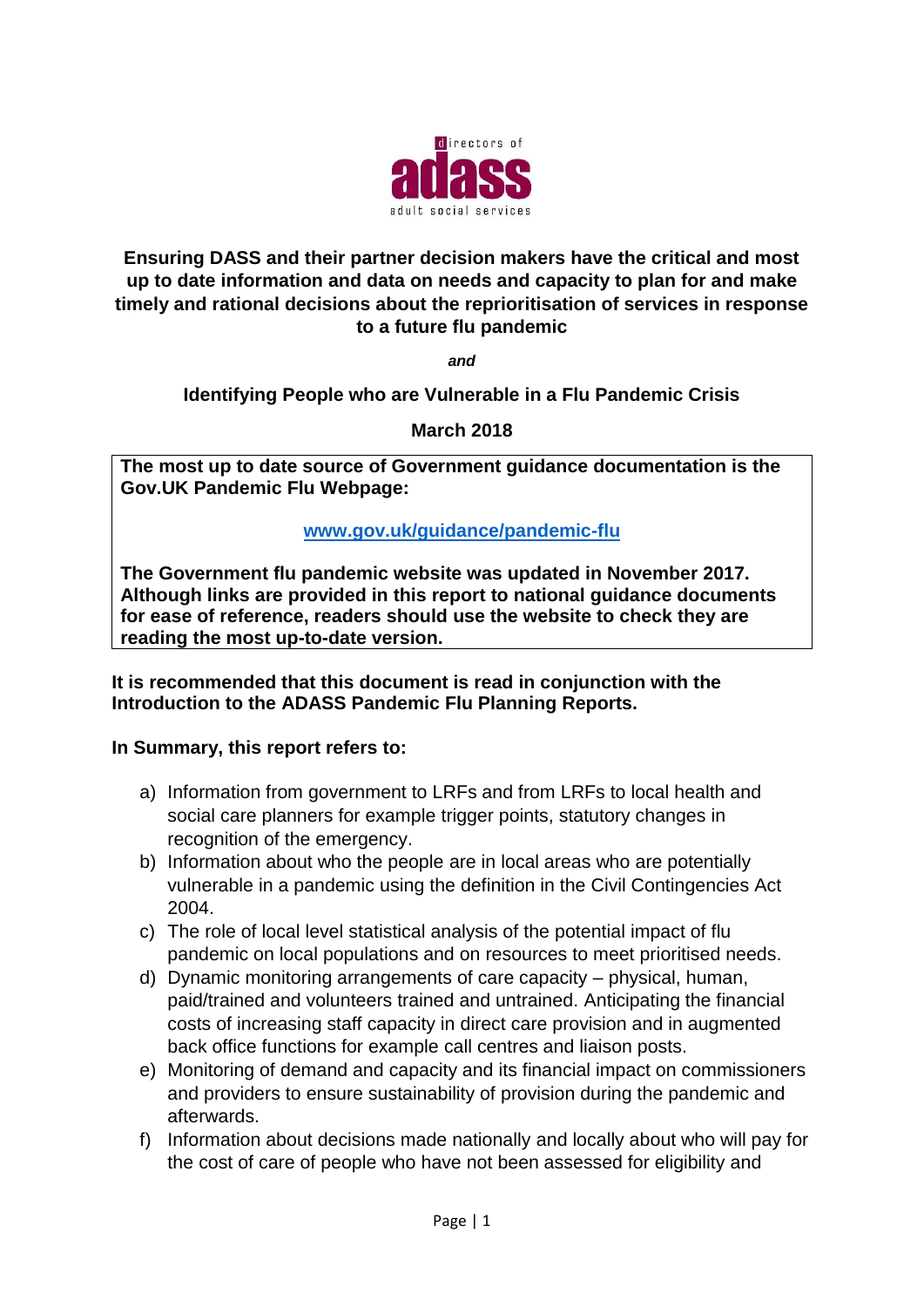directors of **adass** adult social services

# Ensuring DASS and their partner decision makers have the critical and most up to date information and data on needs and capacity to plan for and make timely and rational decisions about the reprioritisation of services in response to a future flu pandemic

***and***

## Identifying People who are Vulnerable in a Flu Pandemic Crisis

**March 2018**

> **The most up to date source of Government guidance documentation is the Gov.UK Pandemic Flu Webpage:**
>
> **[www.gov.uk/guidance/pandemic-flu](http://www.gov.uk/guidance/pandemic-flu)**
>
> **The Government flu pandemic website was updated in November 2017. Although links are provided in this report to national guidance documents for ease of reference, readers should use the website to check they are reading the most up-to-date version.**

**It is recommended that this document is read in conjunction with the Introduction to the ADASS Pandemic Flu Planning Reports.**

**In Summary, this report refers to:**

a) Information from government to LRFs and from LRFs to local health and social care planners for example trigger points, statutory changes in recognition of the emergency.
b) Information about who the people are in local areas who are potentially vulnerable in a pandemic using the definition in the Civil Contingencies Act 2004.
c) The role of local level statistical analysis of the potential impact of flu pandemic on local populations and on resources to meet prioritised needs.
d) Dynamic monitoring arrangements of care capacity – physical, human, paid/trained and volunteers trained and untrained. Anticipating the financial costs of increasing staff capacity in direct care provision and in augmented back office functions for example call centres and liaison posts.
e) Monitoring of demand and capacity and its financial impact on commissioners and providers to ensure sustainability of provision during the pandemic and afterwards.
f) Information about decisions made nationally and locally about who will pay for the cost of care of people who have not been assessed for eligibility and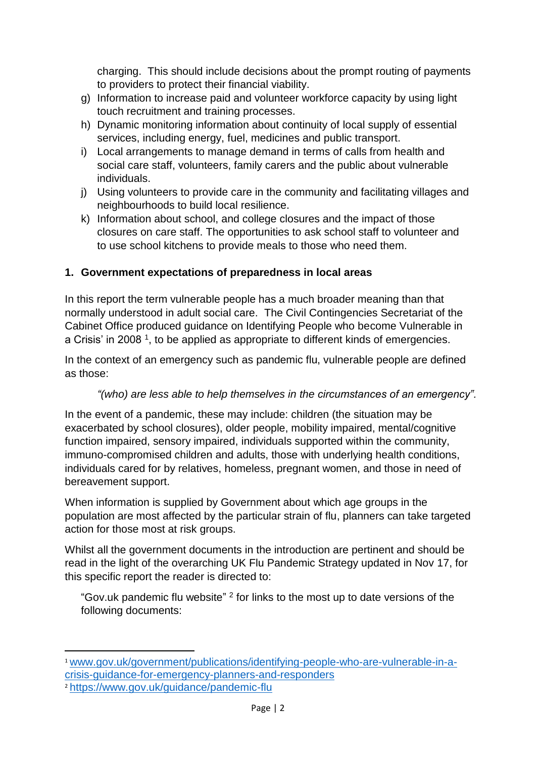charging. This should include decisions about the prompt routing of payments to providers to protect their financial viability.

g) Information to increase paid and volunteer workforce capacity by using light touch recruitment and training processes.
h) Dynamic monitoring information about continuity of local supply of essential services, including energy, fuel, medicines and public transport.
i) Local arrangements to manage demand in terms of calls from health and social care staff, volunteers, family carers and the public about vulnerable individuals.
j) Using volunteers to provide care in the community and facilitating villages and neighbourhoods to build local resilience.
k) Information about school, and college closures and the impact of those closures on care staff. The opportunities to ask school staff to volunteer and to use school kitchens to provide meals to those who need them.

## 1. Government expectations of preparedness in local areas

In this report the term vulnerable people has a much broader meaning than that normally understood in adult social care. The Civil Contingencies Secretariat of the Cabinet Office produced guidance on Identifying People who become Vulnerable in a Crisis' in 2008 [1], to be applied as appropriate to different kinds of emergencies.

In the context of an emergency such as pandemic flu, vulnerable people are defined as those:

> *"(who) are less able to help themselves in the circumstances of an emergency".*

In the event of a pandemic, these may include: children (the situation may be exacerbated by school closures), older people, mobility impaired, mental/cognitive function impaired, sensory impaired, individuals supported within the community, immuno-compromised children and adults, those with underlying health conditions, individuals cared for by relatives, homeless, pregnant women, and those in need of bereavement support.

When information is supplied by Government about which age groups in the population are most affected by the particular strain of flu, planners can take targeted action for those most at risk groups.

Whilst all the government documents in the introduction are pertinent and should be read in the light of the overarching UK Flu Pandemic Strategy updated in Nov 17, for this specific report the reader is directed to:

"Gov.uk pandemic flu website" [2] for links to the most up to date versions of the following documents:

---

[1] www.gov.uk/government/publications/identifying-people-who-are-vulnerable-in-a-crisis-guidance-for-emergency-planners-and-responders

[2] https://www.gov.uk/guidance/pandemic-flu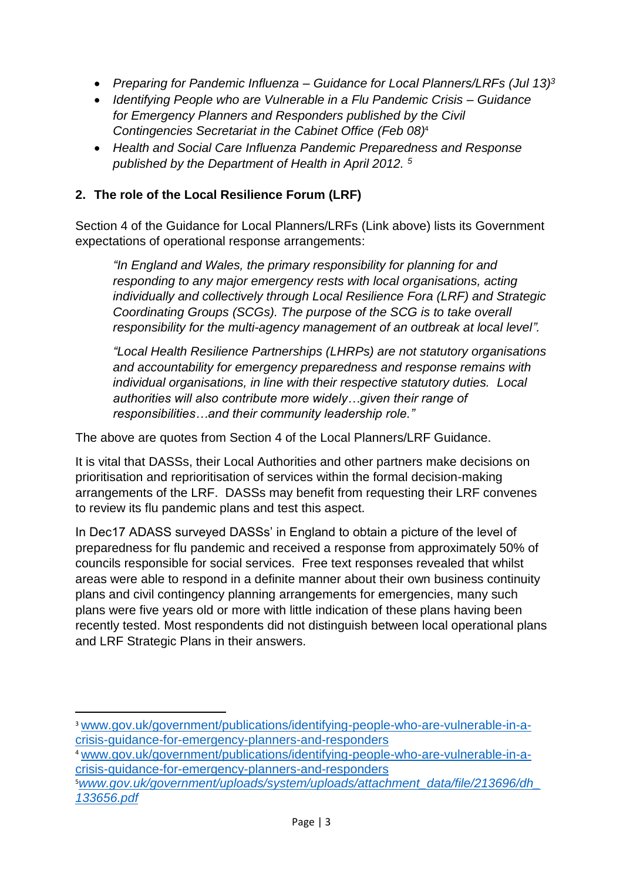- *Preparing for Pandemic Influenza – Guidance for Local Planners/LRFs (Jul 13)*[3]
- *Identifying People who are Vulnerable in a Flu Pandemic Crisis – Guidance for Emergency Planners and Responders published by the Civil Contingencies Secretariat in the Cabinet Office (Feb 08)*[4]
- *Health and Social Care Influenza Pandemic Preparedness and Response published by the Department of Health in April 2012.* [5]

## 2. The role of the Local Resilience Forum (LRF)

Section 4 of the Guidance for Local Planners/LRFs (Link above) lists its Government expectations of operational response arrangements:

> *"In England and Wales, the primary responsibility for planning for and responding to any major emergency rests with local organisations, acting individually and collectively through Local Resilience Fora (LRF) and Strategic Coordinating Groups (SCGs). The purpose of the SCG is to take overall responsibility for the multi-agency management of an outbreak at local level".*
>
> *"Local Health Resilience Partnerships (LHRPs) are not statutory organisations and accountability for emergency preparedness and response remains with individual organisations, in line with their respective statutory duties. Local authorities will also contribute more widely…given their range of responsibilities…and their community leadership role."*

The above are quotes from Section 4 of the Local Planners/LRF Guidance.

It is vital that DASSs, their Local Authorities and other partners make decisions on prioritisation and reprioritisation of services within the formal decision-making arrangements of the LRF. DASSs may benefit from requesting their LRF convenes to review its flu pandemic plans and test this aspect.

In Dec17 ADASS surveyed DASSs' in England to obtain a picture of the level of preparedness for flu pandemic and received a response from approximately 50% of councils responsible for social services. Free text responses revealed that whilst areas were able to respond in a definite manner about their own business continuity plans and civil contingency planning arrangements for emergencies, many such plans were five years old or more with little indication of these plans having been recently tested. Most respondents did not distinguish between local operational plans and LRF Strategic Plans in their answers.

---

[3] www.gov.uk/government/publications/identifying-people-who-are-vulnerable-in-a-crisis-guidance-for-emergency-planners-and-responders

[4] www.gov.uk/government/publications/identifying-people-who-are-vulnerable-in-a-crisis-guidance-for-emergency-planners-and-responders

[5] *www.gov.uk/government/uploads/system/uploads/attachment_data/file/213696/dh_133656.pdf*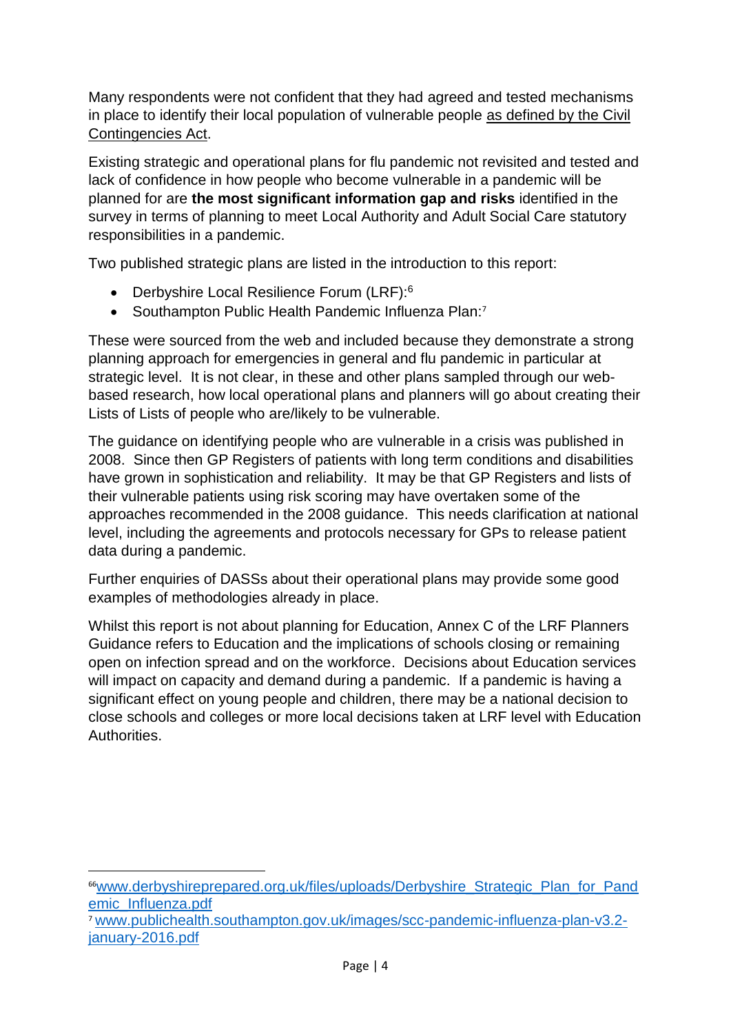Many respondents were not confident that they had agreed and tested mechanisms in place to identify their local population of vulnerable people as defined by the Civil Contingencies Act.

Existing strategic and operational plans for flu pandemic not revisited and tested and lack of confidence in how people who become vulnerable in a pandemic will be planned for are **the most significant information gap and risks** identified in the survey in terms of planning to meet Local Authority and Adult Social Care statutory responsibilities in a pandemic.

Two published strategic plans are listed in the introduction to this report:

- Derbyshire Local Resilience Forum (LRF):[6]
- Southampton Public Health Pandemic Influenza Plan:[7]

These were sourced from the web and included because they demonstrate a strong planning approach for emergencies in general and flu pandemic in particular at strategic level. It is not clear, in these and other plans sampled through our web-based research, how local operational plans and planners will go about creating their Lists of Lists of people who are/likely to be vulnerable.

The guidance on identifying people who are vulnerable in a crisis was published in 2008. Since then GP Registers of patients with long term conditions and disabilities have grown in sophistication and reliability. It may be that GP Registers and lists of their vulnerable patients using risk scoring may have overtaken some of the approaches recommended in the 2008 guidance. This needs clarification at national level, including the agreements and protocols necessary for GPs to release patient data during a pandemic.

Further enquiries of DASSs about their operational plans may provide some good examples of methodologies already in place.

Whilst this report is not about planning for Education, Annex C of the LRF Planners Guidance refers to Education and the implications of schools closing or remaining open on infection spread and on the workforce. Decisions about Education services will impact on capacity and demand during a pandemic. If a pandemic is having a significant effect on young people and children, there may be a national decision to close schools and colleges or more local decisions taken at LRF level with Education Authorities.

---

[6] www.derbyshireprepared.org.uk/files/uploads/Derbyshire_Strategic_Plan_for_Pandemic_Influenza.pdf

[7] www.publichealth.southampton.gov.uk/images/scc-pandemic-influenza-plan-v3.2-january-2016.pdf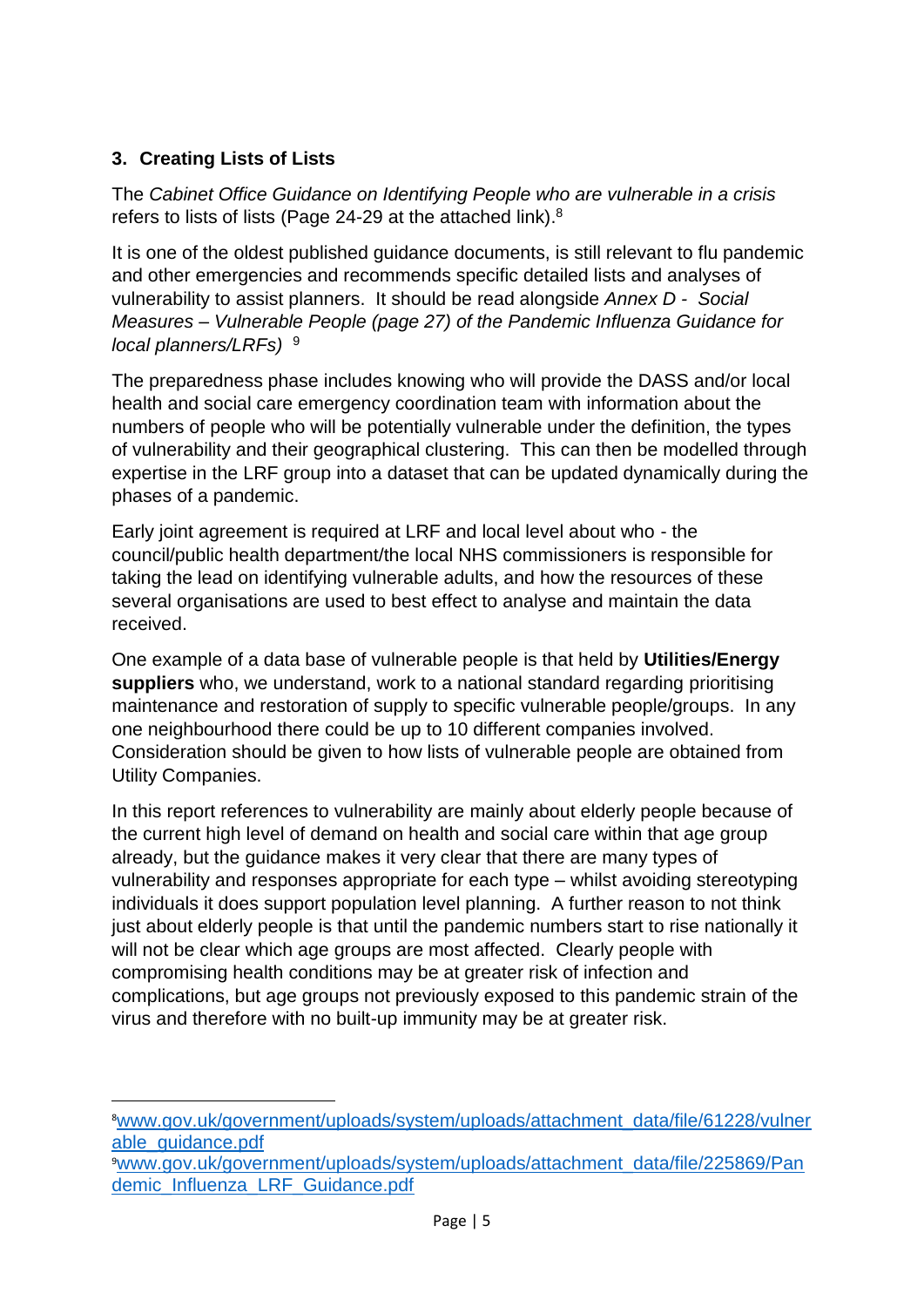## 3. Creating Lists of Lists

The *Cabinet Office Guidance on Identifying People who are vulnerable in a crisis* refers to lists of lists (Page 24-29 at the attached link).[8]

It is one of the oldest published guidance documents, is still relevant to flu pandemic and other emergencies and recommends specific detailed lists and analyses of vulnerability to assist planners. It should be read alongside *Annex D - Social Measures – Vulnerable People (page 27) of the Pandemic Influenza Guidance for local planners/LRFs)* [9]

The preparedness phase includes knowing who will provide the DASS and/or local health and social care emergency coordination team with information about the numbers of people who will be potentially vulnerable under the definition, the types of vulnerability and their geographical clustering. This can then be modelled through expertise in the LRF group into a dataset that can be updated dynamically during the phases of a pandemic.

Early joint agreement is required at LRF and local level about who - the council/public health department/the local NHS commissioners is responsible for taking the lead on identifying vulnerable adults, and how the resources of these several organisations are used to best effect to analyse and maintain the data received.

One example of a data base of vulnerable people is that held by **Utilities/Energy suppliers** who, we understand, work to a national standard regarding prioritising maintenance and restoration of supply to specific vulnerable people/groups. In any one neighbourhood there could be up to 10 different companies involved. Consideration should be given to how lists of vulnerable people are obtained from Utility Companies.

In this report references to vulnerability are mainly about elderly people because of the current high level of demand on health and social care within that age group already, but the guidance makes it very clear that there are many types of vulnerability and responses appropriate for each type – whilst avoiding stereotyping individuals it does support population level planning. A further reason to not think just about elderly people is that until the pandemic numbers start to rise nationally it will not be clear which age groups are most affected. Clearly people with compromising health conditions may be at greater risk of infection and complications, but age groups not previously exposed to this pandemic strain of the virus and therefore with no built-up immunity may be at greater risk.

---

[8] www.gov.uk/government/uploads/system/uploads/attachment_data/file/61228/vulnerable_guidance.pdf

[9] www.gov.uk/government/uploads/system/uploads/attachment_data/file/225869/Pandemic_Influenza_LRF_Guidance.pdf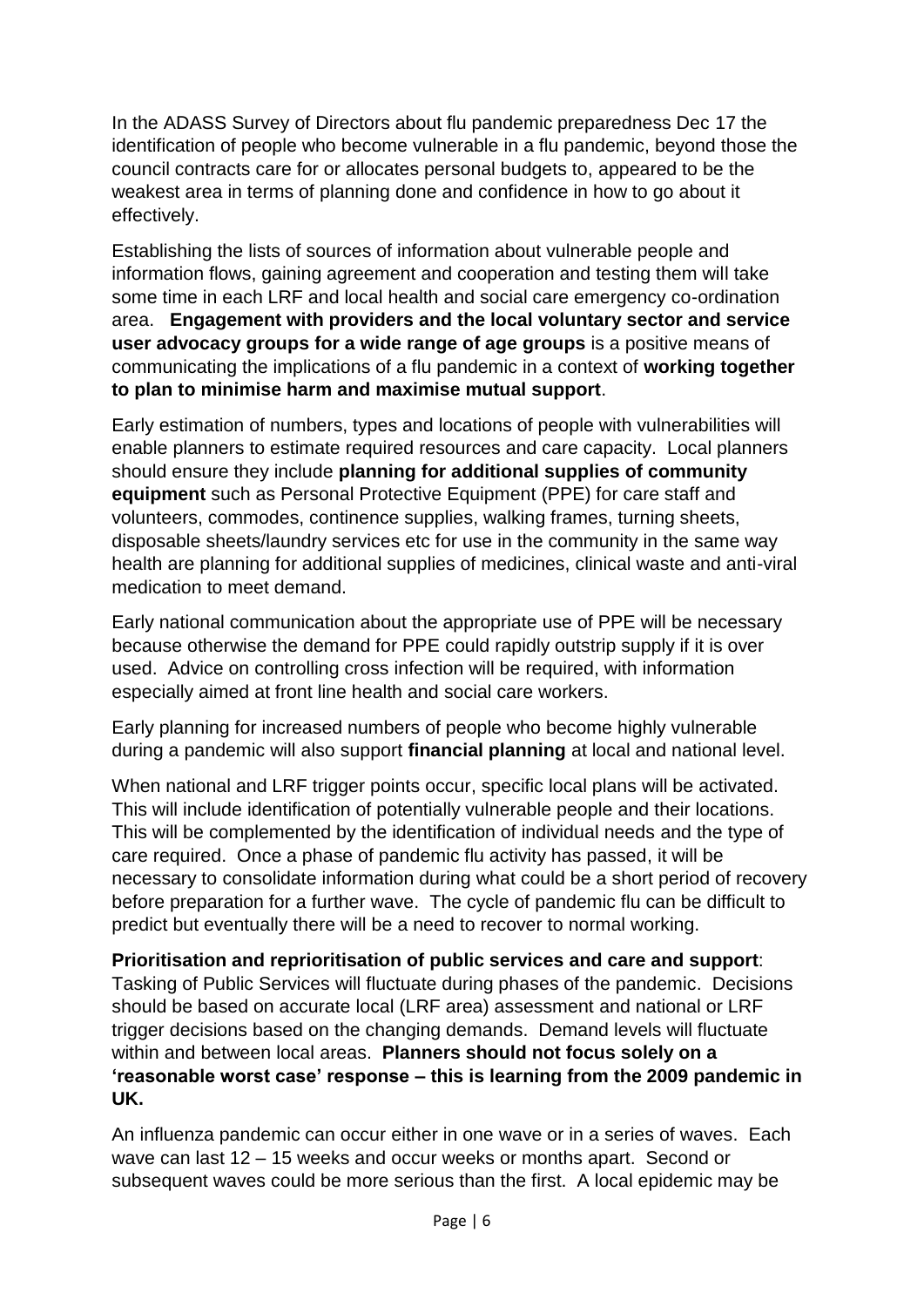In the ADASS Survey of Directors about flu pandemic preparedness Dec 17 the identification of people who become vulnerable in a flu pandemic, beyond those the council contracts care for or allocates personal budgets to, appeared to be the weakest area in terms of planning done and confidence in how to go about it effectively.

Establishing the lists of sources of information about vulnerable people and information flows, gaining agreement and cooperation and testing them will take some time in each LRF and local health and social care emergency co-ordination area. **Engagement with providers and the local voluntary sector and service user advocacy groups for a wide range of age groups** is a positive means of communicating the implications of a flu pandemic in a context of **working together to plan to minimise harm and maximise mutual support**.

Early estimation of numbers, types and locations of people with vulnerabilities will enable planners to estimate required resources and care capacity. Local planners should ensure they include **planning for additional supplies of community equipment** such as Personal Protective Equipment (PPE) for care staff and volunteers, commodes, continence supplies, walking frames, turning sheets, disposable sheets/laundry services etc for use in the community in the same way health are planning for additional supplies of medicines, clinical waste and anti-viral medication to meet demand.

Early national communication about the appropriate use of PPE will be necessary because otherwise the demand for PPE could rapidly outstrip supply if it is over used. Advice on controlling cross infection will be required, with information especially aimed at front line health and social care workers.

Early planning for increased numbers of people who become highly vulnerable during a pandemic will also support **financial planning** at local and national level.

When national and LRF trigger points occur, specific local plans will be activated. This will include identification of potentially vulnerable people and their locations. This will be complemented by the identification of individual needs and the type of care required. Once a phase of pandemic flu activity has passed, it will be necessary to consolidate information during what could be a short period of recovery before preparation for a further wave. The cycle of pandemic flu can be difficult to predict but eventually there will be a need to recover to normal working.

**Prioritisation and reprioritisation of public services and care and support**: Tasking of Public Services will fluctuate during phases of the pandemic. Decisions should be based on accurate local (LRF area) assessment and national or LRF trigger decisions based on the changing demands. Demand levels will fluctuate within and between local areas. **Planners should not focus solely on a 'reasonable worst case' response – this is learning from the 2009 pandemic in UK.**

An influenza pandemic can occur either in one wave or in a series of waves. Each wave can last 12 – 15 weeks and occur weeks or months apart. Second or subsequent waves could be more serious than the first. A local epidemic may be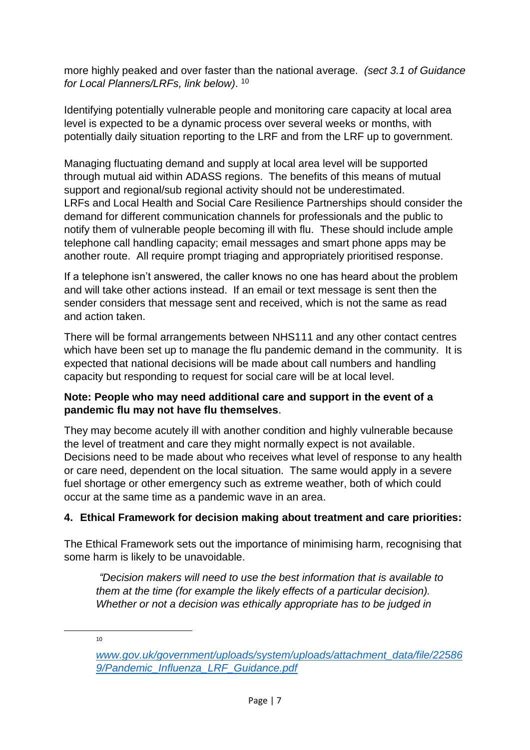more highly peaked and over faster than the national average. *(sect 3.1 of Guidance for Local Planners/LRFs, link below)*. [10]

Identifying potentially vulnerable people and monitoring care capacity at local area level is expected to be a dynamic process over several weeks or months, with potentially daily situation reporting to the LRF and from the LRF up to government.

Managing fluctuating demand and supply at local area level will be supported through mutual aid within ADASS regions. The benefits of this means of mutual support and regional/sub regional activity should not be underestimated. LRFs and Local Health and Social Care Resilience Partnerships should consider the demand for different communication channels for professionals and the public to notify them of vulnerable people becoming ill with flu. These should include ample telephone call handling capacity; email messages and smart phone apps may be another route. All require prompt triaging and appropriately prioritised response.

If a telephone isn't answered, the caller knows no one has heard about the problem and will take other actions instead. If an email or text message is sent then the sender considers that message sent and received, which is not the same as read and action taken.

There will be formal arrangements between NHS111 and any other contact centres which have been set up to manage the flu pandemic demand in the community. It is expected that national decisions will be made about call numbers and handling capacity but responding to request for social care will be at local level.

**Note: People who may need additional care and support in the event of a pandemic flu may not have flu themselves**.

They may become acutely ill with another condition and highly vulnerable because the level of treatment and care they might normally expect is not available. Decisions need to be made about who receives what level of response to any health or care need, dependent on the local situation. The same would apply in a severe fuel shortage or other emergency such as extreme weather, both of which could occur at the same time as a pandemic wave in an area.

## 4. Ethical Framework for decision making about treatment and care priorities:

The Ethical Framework sets out the importance of minimising harm, recognising that some harm is likely to be unavoidable.

> *"Decision makers will need to use the best information that is available to them at the time (for example the likely effects of a particular decision). Whether or not a decision was ethically appropriate has to be judged in*

---

[10] [www.gov.uk/government/uploads/system/uploads/attachment_data/file/225869/Pandemic_Influenza_LRF_Guidance.pdf](www.gov.uk/government/uploads/system/uploads/attachment_data/file/225869/Pandemic_Influenza_LRF_Guidance.pdf)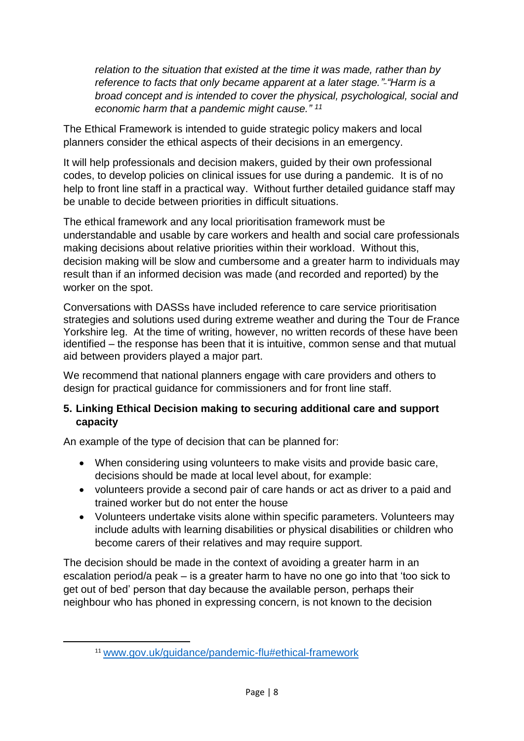*relation to the situation that existed at the time it was made, rather than by reference to facts that only became apparent at a later stage." "Harm is a broad concept and is intended to cover the physical, psychological, social and economic harm that a pandemic might cause."* [11]

The Ethical Framework is intended to guide strategic policy makers and local planners consider the ethical aspects of their decisions in an emergency.

It will help professionals and decision makers, guided by their own professional codes, to develop policies on clinical issues for use during a pandemic. It is of no help to front line staff in a practical way. Without further detailed guidance staff may be unable to decide between priorities in difficult situations.

The ethical framework and any local prioritisation framework must be understandable and usable by care workers and health and social care professionals making decisions about relative priorities within their workload. Without this, decision making will be slow and cumbersome and a greater harm to individuals may result than if an informed decision was made (and recorded and reported) by the worker on the spot.

Conversations with DASSs have included reference to care service prioritisation strategies and solutions used during extreme weather and during the Tour de France Yorkshire leg. At the time of writing, however, no written records of these have been identified – the response has been that it is intuitive, common sense and that mutual aid between providers played a major part.

We recommend that national planners engage with care providers and others to design for practical guidance for commissioners and for front line staff.

## 5. Linking Ethical Decision making to securing additional care and support capacity

An example of the type of decision that can be planned for:

- When considering using volunteers to make visits and provide basic care, decisions should be made at local level about, for example:
- volunteers provide a second pair of care hands or act as driver to a paid and trained worker but do not enter the house
- Volunteers undertake visits alone within specific parameters. Volunteers may include adults with learning disabilities or physical disabilities or children who become carers of their relatives and may require support.

The decision should be made in the context of avoiding a greater harm in an escalation period/a peak – is a greater harm to have no one go into that 'too sick to get out of bed' person that day because the available person, perhaps their neighbour who has phoned in expressing concern, is not known to the decision

[11] www.gov.uk/guidance/pandemic-flu#ethical-framework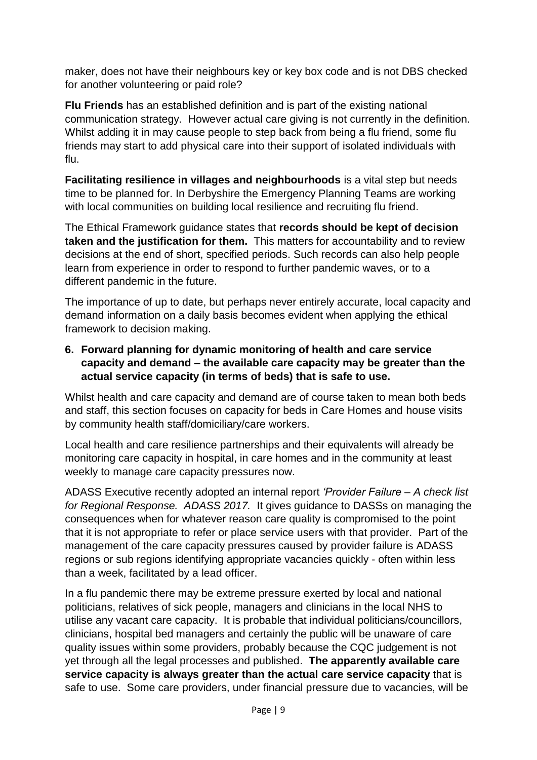maker, does not have their neighbours key or key box code and is not DBS checked for another volunteering or paid role?

**Flu Friends** has an established definition and is part of the existing national communication strategy. However actual care giving is not currently in the definition. Whilst adding it in may cause people to step back from being a flu friend, some flu friends may start to add physical care into their support of isolated individuals with flu.

**Facilitating resilience in villages and neighbourhoods** is a vital step but needs time to be planned for. In Derbyshire the Emergency Planning Teams are working with local communities on building local resilience and recruiting flu friend.

The Ethical Framework guidance states that **records should be kept of decision taken and the justification for them.** This matters for accountability and to review decisions at the end of short, specified periods. Such records can also help people learn from experience in order to respond to further pandemic waves, or to a different pandemic in the future.

The importance of up to date, but perhaps never entirely accurate, local capacity and demand information on a daily basis becomes evident when applying the ethical framework to decision making.

**6. Forward planning for dynamic monitoring of health and care service capacity and demand – the available care capacity may be greater than the actual service capacity (in terms of beds) that is safe to use.**

Whilst health and care capacity and demand are of course taken to mean both beds and staff, this section focuses on capacity for beds in Care Homes and house visits by community health staff/domiciliary/care workers.

Local health and care resilience partnerships and their equivalents will already be monitoring care capacity in hospital, in care homes and in the community at least weekly to manage care capacity pressures now.

ADASS Executive recently adopted an internal report *'Provider Failure – A check list for Regional Response. ADASS 2017.* It gives guidance to DASSs on managing the consequences when for whatever reason care quality is compromised to the point that it is not appropriate to refer or place service users with that provider. Part of the management of the care capacity pressures caused by provider failure is ADASS regions or sub regions identifying appropriate vacancies quickly - often within less than a week, facilitated by a lead officer.

In a flu pandemic there may be extreme pressure exerted by local and national politicians, relatives of sick people, managers and clinicians in the local NHS to utilise any vacant care capacity. It is probable that individual politicians/councillors, clinicians, hospital bed managers and certainly the public will be unaware of care quality issues within some providers, probably because the CQC judgement is not yet through all the legal processes and published. **The apparently available care service capacity is always greater than the actual care service capacity** that is safe to use. Some care providers, under financial pressure due to vacancies, will be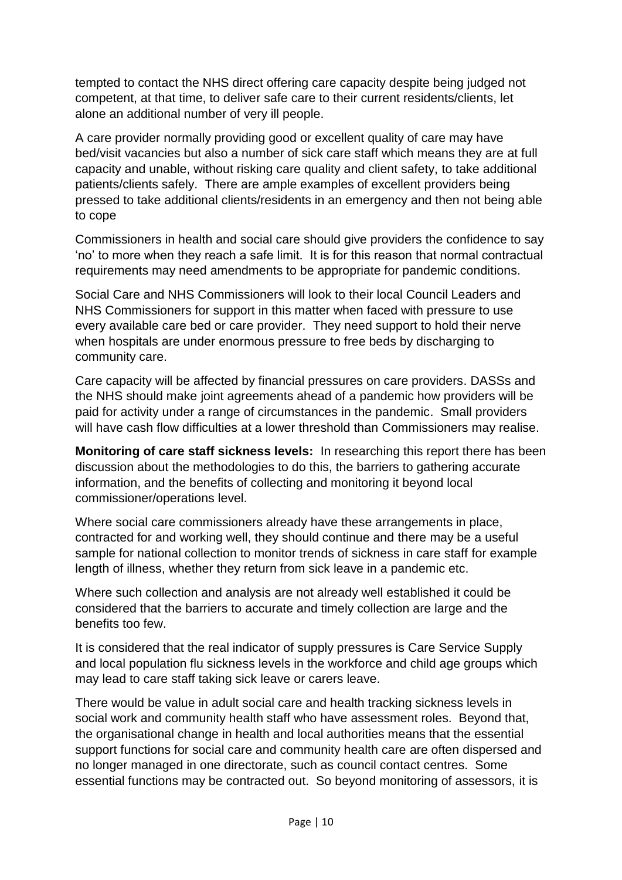tempted to contact the NHS direct offering care capacity despite being judged not competent, at that time, to deliver safe care to their current residents/clients, let alone an additional number of very ill people.

A care provider normally providing good or excellent quality of care may have bed/visit vacancies but also a number of sick care staff which means they are at full capacity and unable, without risking care quality and client safety, to take additional patients/clients safely. There are ample examples of excellent providers being pressed to take additional clients/residents in an emergency and then not being able to cope

Commissioners in health and social care should give providers the confidence to say 'no' to more when they reach a safe limit. It is for this reason that normal contractual requirements may need amendments to be appropriate for pandemic conditions.

Social Care and NHS Commissioners will look to their local Council Leaders and NHS Commissioners for support in this matter when faced with pressure to use every available care bed or care provider. They need support to hold their nerve when hospitals are under enormous pressure to free beds by discharging to community care.

Care capacity will be affected by financial pressures on care providers. DASSs and the NHS should make joint agreements ahead of a pandemic how providers will be paid for activity under a range of circumstances in the pandemic. Small providers will have cash flow difficulties at a lower threshold than Commissioners may realise.

**Monitoring of care staff sickness levels:** In researching this report there has been discussion about the methodologies to do this, the barriers to gathering accurate information, and the benefits of collecting and monitoring it beyond local commissioner/operations level.

Where social care commissioners already have these arrangements in place, contracted for and working well, they should continue and there may be a useful sample for national collection to monitor trends of sickness in care staff for example length of illness, whether they return from sick leave in a pandemic etc.

Where such collection and analysis are not already well established it could be considered that the barriers to accurate and timely collection are large and the benefits too few.

It is considered that the real indicator of supply pressures is Care Service Supply and local population flu sickness levels in the workforce and child age groups which may lead to care staff taking sick leave or carers leave.

There would be value in adult social care and health tracking sickness levels in social work and community health staff who have assessment roles. Beyond that, the organisational change in health and local authorities means that the essential support functions for social care and community health care are often dispersed and no longer managed in one directorate, such as council contact centres. Some essential functions may be contracted out. So beyond monitoring of assessors, it is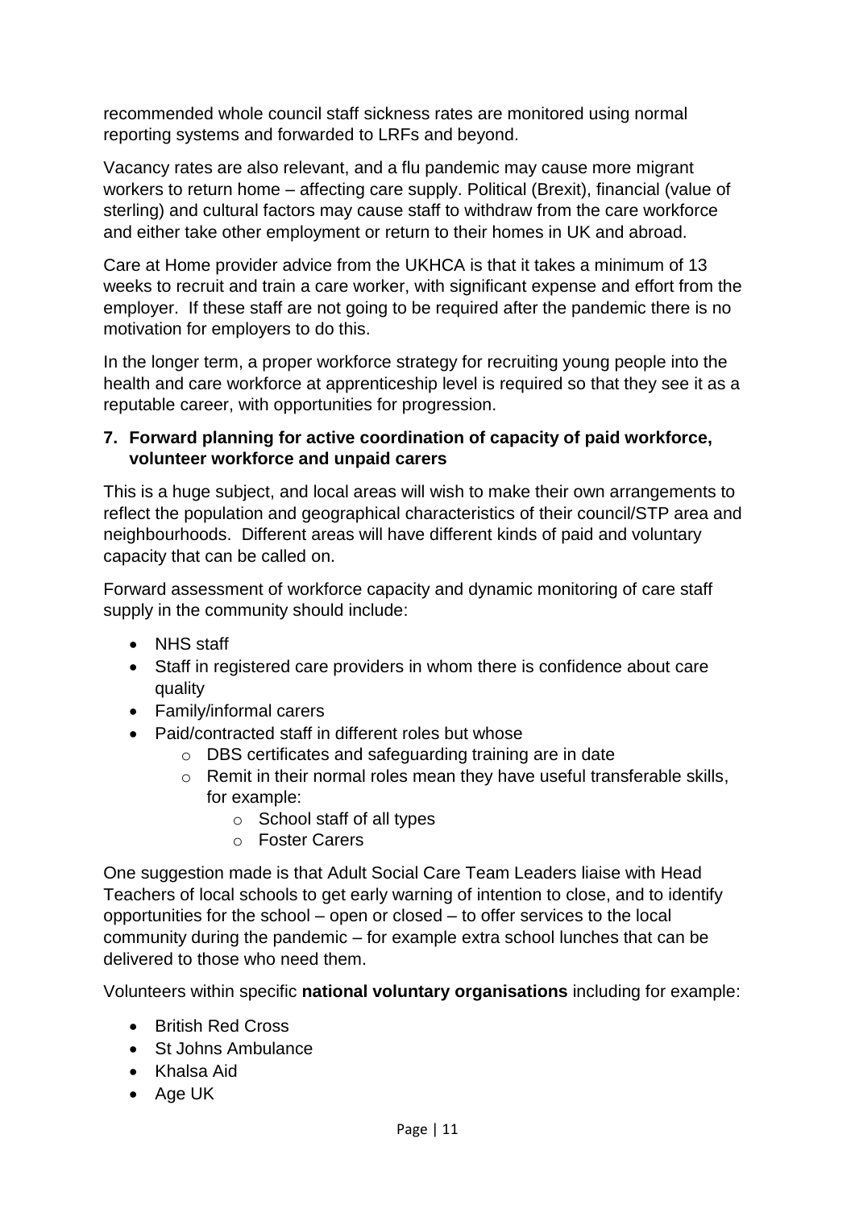recommended whole council staff sickness rates are monitored using normal reporting systems and forwarded to LRFs and beyond.

Vacancy rates are also relevant, and a flu pandemic may cause more migrant workers to return home – affecting care supply. Political (Brexit), financial (value of sterling) and cultural factors may cause staff to withdraw from the care workforce and either take other employment or return to their homes in UK and abroad.

Care at Home provider advice from the UKHCA is that it takes a minimum of 13 weeks to recruit and train a care worker, with significant expense and effort from the employer. If these staff are not going to be required after the pandemic there is no motivation for employers to do this.

In the longer term, a proper workforce strategy for recruiting young people into the health and care workforce at apprenticeship level is required so that they see it as a reputable career, with opportunities for progression.

### 7. Forward planning for active coordination of capacity of paid workforce, volunteer workforce and unpaid carers

This is a huge subject, and local areas will wish to make their own arrangements to reflect the population and geographical characteristics of their council/STP area and neighbourhoods. Different areas will have different kinds of paid and voluntary capacity that can be called on.

Forward assessment of workforce capacity and dynamic monitoring of care staff supply in the community should include:

- NHS staff
- Staff in registered care providers in whom there is confidence about care quality
- Family/informal carers
- Paid/contracted staff in different roles but whose
    - DBS certificates and safeguarding training are in date
    - Remit in their normal roles mean they have useful transferable skills, for example:
        - School staff of all types
        - Foster Carers

One suggestion made is that Adult Social Care Team Leaders liaise with Head Teachers of local schools to get early warning of intention to close, and to identify opportunities for the school – open or closed – to offer services to the local community during the pandemic – for example extra school lunches that can be delivered to those who need them.

Volunteers within specific **national voluntary organisations** including for example:

- British Red Cross
- St Johns Ambulance
- Khalsa Aid
- Age UK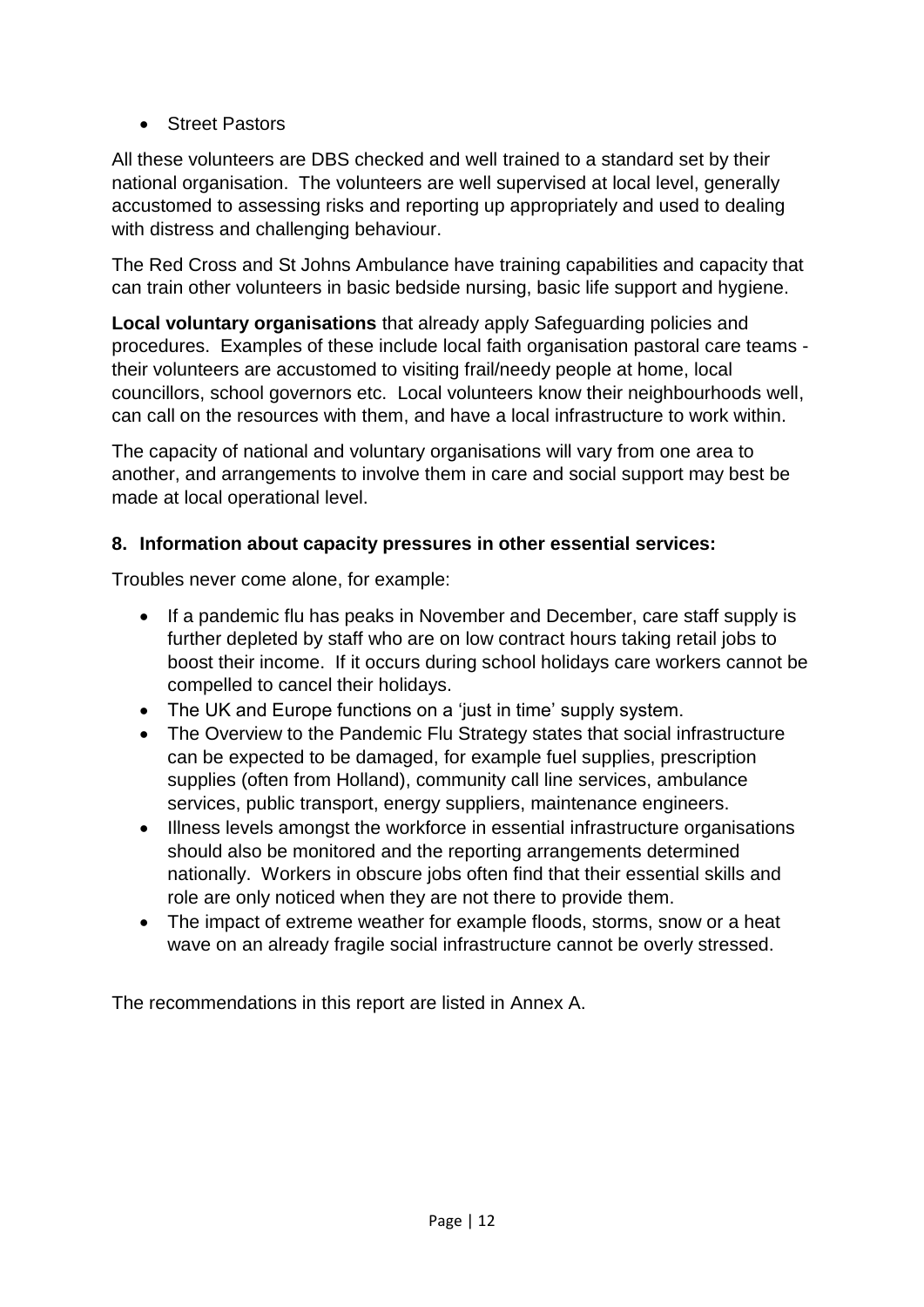- Street Pastors

All these volunteers are DBS checked and well trained to a standard set by their national organisation. The volunteers are well supervised at local level, generally accustomed to assessing risks and reporting up appropriately and used to dealing with distress and challenging behaviour.

The Red Cross and St Johns Ambulance have training capabilities and capacity that can train other volunteers in basic bedside nursing, basic life support and hygiene.

**Local voluntary organisations** that already apply Safeguarding policies and procedures. Examples of these include local faith organisation pastoral care teams - their volunteers are accustomed to visiting frail/needy people at home, local councillors, school governors etc. Local volunteers know their neighbourhoods well, can call on the resources with them, and have a local infrastructure to work within.

The capacity of national and voluntary organisations will vary from one area to another, and arrangements to involve them in care and social support may best be made at local operational level.

## 8. Information about capacity pressures in other essential services:

Troubles never come alone, for example:

- If a pandemic flu has peaks in November and December, care staff supply is further depleted by staff who are on low contract hours taking retail jobs to boost their income. If it occurs during school holidays care workers cannot be compelled to cancel their holidays.
- The UK and Europe functions on a 'just in time' supply system.
- The Overview to the Pandemic Flu Strategy states that social infrastructure can be expected to be damaged, for example fuel supplies, prescription supplies (often from Holland), community call line services, ambulance services, public transport, energy suppliers, maintenance engineers.
- Illness levels amongst the workforce in essential infrastructure organisations should also be monitored and the reporting arrangements determined nationally. Workers in obscure jobs often find that their essential skills and role are only noticed when they are not there to provide them.
- The impact of extreme weather for example floods, storms, snow or a heat wave on an already fragile social infrastructure cannot be overly stressed.

The recommendations in this report are listed in Annex A.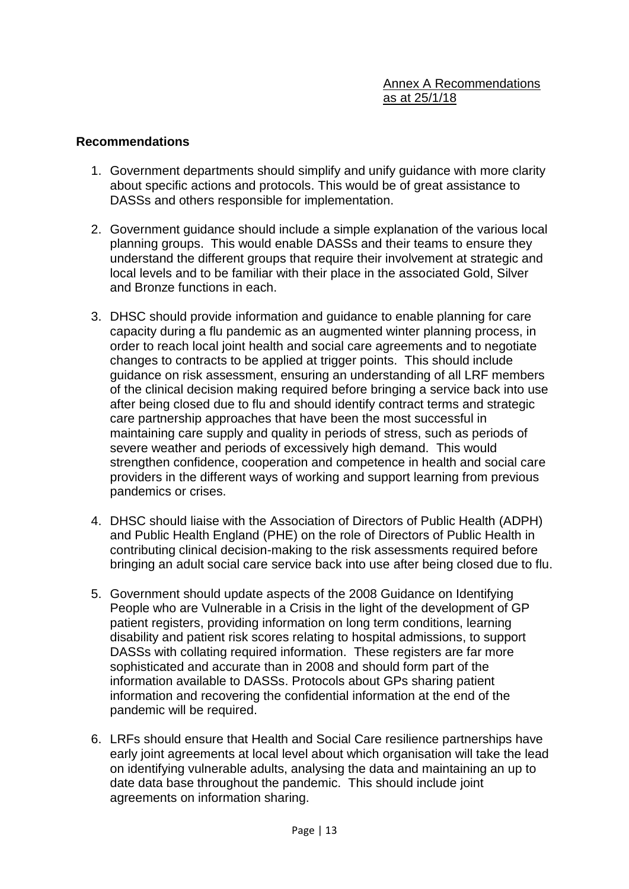Annex A Recommendations as at 25/1/18

**Recommendations**

1. Government departments should simplify and unify guidance with more clarity about specific actions and protocols. This would be of great assistance to DASSs and others responsible for implementation.

2. Government guidance should include a simple explanation of the various local planning groups. This would enable DASSs and their teams to ensure they understand the different groups that require their involvement at strategic and local levels and to be familiar with their place in the associated Gold, Silver and Bronze functions in each.

3. DHSC should provide information and guidance to enable planning for care capacity during a flu pandemic as an augmented winter planning process, in order to reach local joint health and social care agreements and to negotiate changes to contracts to be applied at trigger points. This should include guidance on risk assessment, ensuring an understanding of all LRF members of the clinical decision making required before bringing a service back into use after being closed due to flu and should identify contract terms and strategic care partnership approaches that have been the most successful in maintaining care supply and quality in periods of stress, such as periods of severe weather and periods of excessively high demand. This would strengthen confidence, cooperation and competence in health and social care providers in the different ways of working and support learning from previous pandemics or crises.

4. DHSC should liaise with the Association of Directors of Public Health (ADPH) and Public Health England (PHE) on the role of Directors of Public Health in contributing clinical decision-making to the risk assessments required before bringing an adult social care service back into use after being closed due to flu.

5. Government should update aspects of the 2008 Guidance on Identifying People who are Vulnerable in a Crisis in the light of the development of GP patient registers, providing information on long term conditions, learning disability and patient risk scores relating to hospital admissions, to support DASSs with collating required information. These registers are far more sophisticated and accurate than in 2008 and should form part of the information available to DASSs. Protocols about GPs sharing patient information and recovering the confidential information at the end of the pandemic will be required.

6. LRFs should ensure that Health and Social Care resilience partnerships have early joint agreements at local level about which organisation will take the lead on identifying vulnerable adults, analysing the data and maintaining an up to date data base throughout the pandemic. This should include joint agreements on information sharing.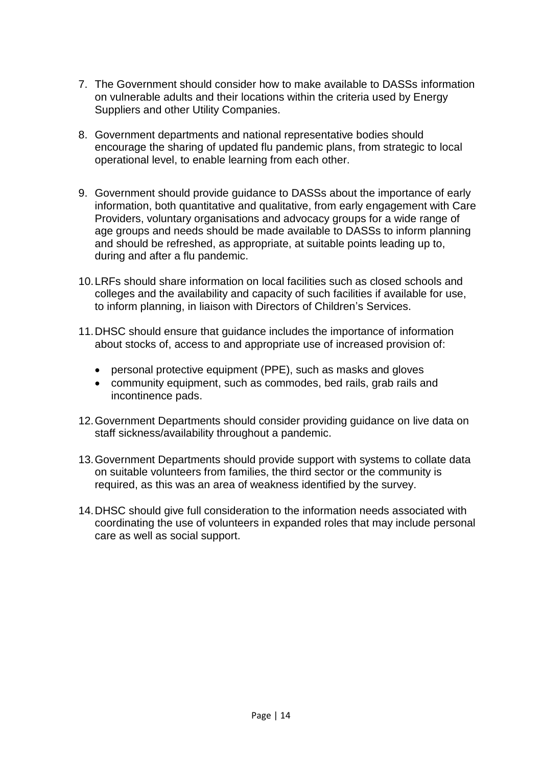7. The Government should consider how to make available to DASSs information on vulnerable adults and their locations within the criteria used by Energy Suppliers and other Utility Companies.

8. Government departments and national representative bodies should encourage the sharing of updated flu pandemic plans, from strategic to local operational level, to enable learning from each other.

9. Government should provide guidance to DASSs about the importance of early information, both quantitative and qualitative, from early engagement with Care Providers, voluntary organisations and advocacy groups for a wide range of age groups and needs should be made available to DASSs to inform planning and should be refreshed, as appropriate, at suitable points leading up to, during and after a flu pandemic.

10. LRFs should share information on local facilities such as closed schools and colleges and the availability and capacity of such facilities if available for use, to inform planning, in liaison with Directors of Children's Services.

11. DHSC should ensure that guidance includes the importance of information about stocks of, access to and appropriate use of increased provision of:

    - personal protective equipment (PPE), such as masks and gloves
    - community equipment, such as commodes, bed rails, grab rails and incontinence pads.

12. Government Departments should consider providing guidance on live data on staff sickness/availability throughout a pandemic.

13. Government Departments should provide support with systems to collate data on suitable volunteers from families, the third sector or the community is required, as this was an area of weakness identified by the survey.

14. DHSC should give full consideration to the information needs associated with coordinating the use of volunteers in expanded roles that may include personal care as well as social support.